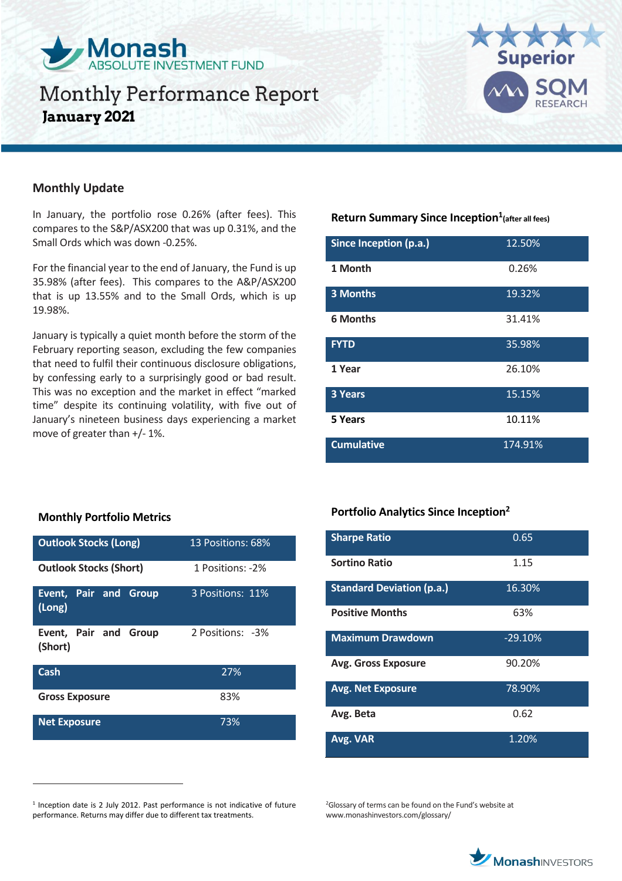# Monash ABSOLUTE INVESTMENT FUND

## Monthly Performance Report
**January 2021**

Superior SQM RESEARCH

## Monthly Update

In January, the portfolio rose 0.26% (after fees). This compares to the S&P/ASX200 that was up 0.31%, and the Small Ords which was down -0.25%.

For the financial year to the end of January, the Fund is up 35.98% (after fees). This compares to the A&P/ASX200 that is up 13.55% and to the Small Ords, which is up 19.98%.

January is typically a quiet month before the storm of the February reporting season, excluding the few companies that need to fulfil their continuous disclosure obligations, by confessing early to a surprisingly good or bad result. This was no exception and the market in effect "marked time" despite its continuing volatility, with five out of January's nineteen business days experiencing a market move of greater than +/- 1%.

### Return Summary Since Inception[1] (after all fees)

| Since Inception (p.a.) | 12.50% |
|---|---|
| 1 Month | 0.26% |
| 3 Months | 19.32% |
| 6 Months | 31.41% |
| FYTD | 35.98% |
| 1 Year | 26.10% |
| 3 Years | 15.15% |
| 5 Years | 10.11% |
| Cumulative | 174.91% |

### Monthly Portfolio Metrics

| Outlook Stocks (Long) | 13 Positions: 68% |
|---|---|
| Outlook Stocks (Short) | 1 Positions: -2% |
| Event, Pair and Group (Long) | 3 Positions: 11% |
| Event, Pair and Group (Short) | 2 Positions: -3% |
| Cash | 27% |
| Gross Exposure | 83% |
| Net Exposure | 73% |

### Portfolio Analytics Since Inception[2]

| Sharpe Ratio | 0.65 |
|---|---|
| Sortino Ratio | 1.15 |
| Standard Deviation (p.a.) | 16.30% |
| Positive Months | 63% |
| Maximum Drawdown | -29.10% |
| Avg. Gross Exposure | 90.20% |
| Avg. Net Exposure | 78.90% |
| Avg. Beta | 0.62 |
| Avg. VAR | 1.20% |

[1] Inception date is 2 July 2012. Past performance is not indicative of future performance. Returns may differ due to different tax treatments.

[2] Glossary of terms can be found on the Fund's website at www.monashinvestors.com/glossary/

MonashINVESTORS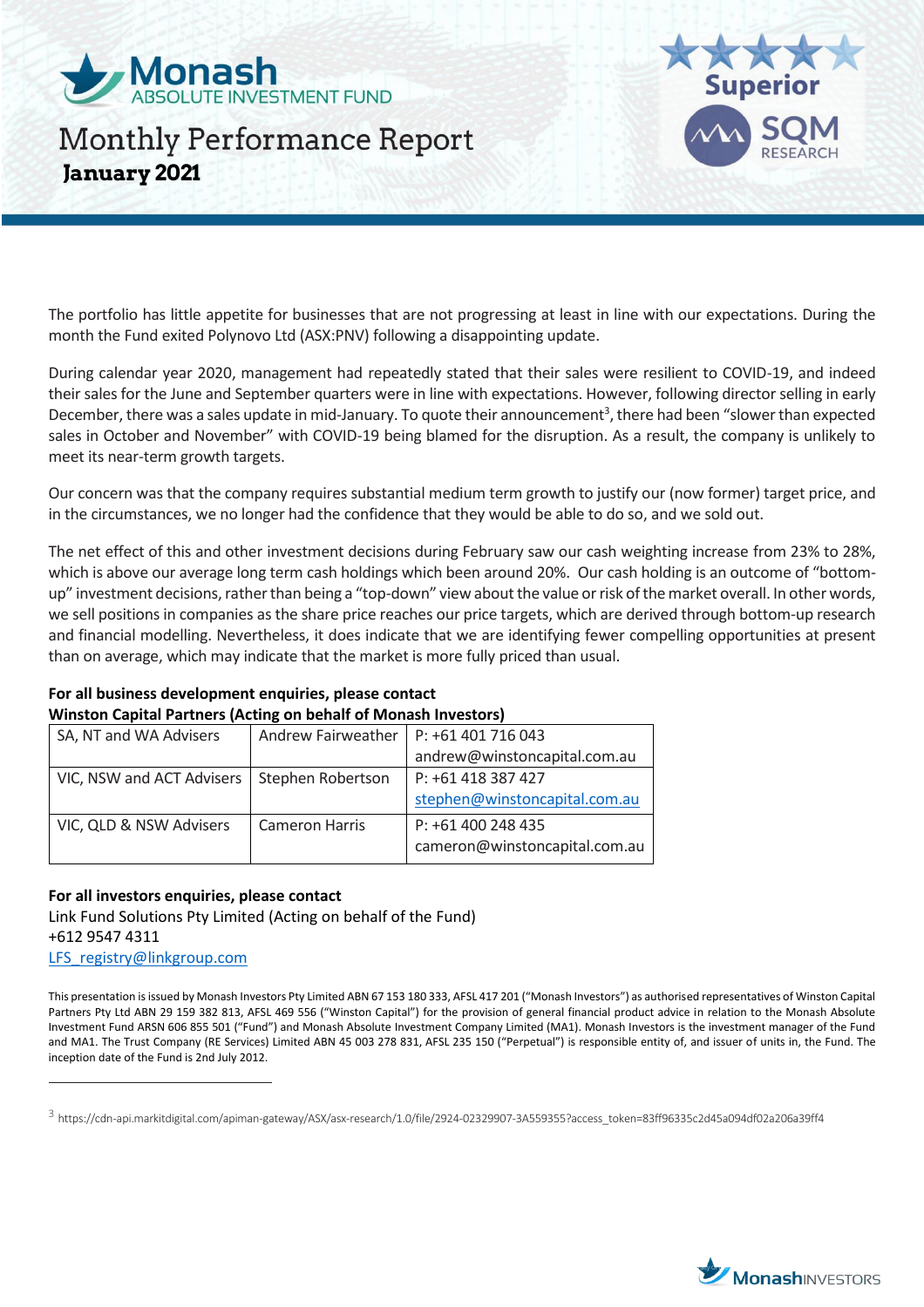The portfolio has little appetite for businesses that are not progressing at least in line with our expectations. During the month the Fund exited Polynovo Ltd (ASX:PNV) following a disappointing update.

During calendar year 2020, management had repeatedly stated that their sales were resilient to COVID-19, and indeed their sales for the June and September quarters were in line with expectations. However, following director selling in early December, there was a sales update in mid-January. To quote their announcement[3], there had been "slower than expected sales in October and November" with COVID-19 being blamed for the disruption. As a result, the company is unlikely to meet its near-term growth targets.

Our concern was that the company requires substantial medium term growth to justify our (now former) target price, and in the circumstances, we no longer had the confidence that they would be able to do so, and we sold out.

The net effect of this and other investment decisions during February saw our cash weighting increase from 23% to 28%, which is above our average long term cash holdings which been around 20%. Our cash holding is an outcome of "bottom-up" investment decisions, rather than being a "top-down" view about the value or risk of the market overall. In other words, we sell positions in companies as the share price reaches our price targets, which are derived through bottom-up research and financial modelling. Nevertheless, it does indicate that we are identifying fewer compelling opportunities at present than on average, which may indicate that the market is more fully priced than usual.

**For all business development enquiries, please contact**
**Winston Capital Partners (Acting on behalf of Monash Investors)**

| | | |
|---|---|---|
| SA, NT and WA Advisers | Andrew Fairweather | P: +61 401 716 043 andrew@winstoncapital.com.au |
| VIC, NSW and ACT Advisers | Stephen Robertson | P: +61 418 387 427 stephen@winstoncapital.com.au |
| VIC, QLD & NSW Advisers | Cameron Harris | P: +61 400 248 435 cameron@winstoncapital.com.au |

**For all investors enquiries, please contact**
Link Fund Solutions Pty Limited (Acting on behalf of the Fund)
+612 9547 4311
LFS_registry@linkgroup.com

This presentation is issued by Monash Investors Pty Limited ABN 67 153 180 333, AFSL 417 201 ("Monash Investors") as authorised representatives of Winston Capital Partners Pty Ltd ABN 29 159 382 813, AFSL 469 556 ("Winston Capital") for the provision of general financial product advice in relation to the Monash Absolute Investment Fund ARSN 606 855 501 ("Fund") and Monash Absolute Investment Company Limited (MA1). Monash Investors is the investment manager of the Fund and MA1. The Trust Company (RE Services) Limited ABN 45 003 278 831, AFSL 235 150 ("Perpetual") is responsible entity of, and issuer of units in, the Fund. The inception date of the Fund is 2nd July 2012.

[3] https://cdn-api.markitdigital.com/apiman-gateway/ASX/asx-research/1.0/file/2924-02329907-3A559355?access_token=83ff96335c2d45a094df02a206a39ff4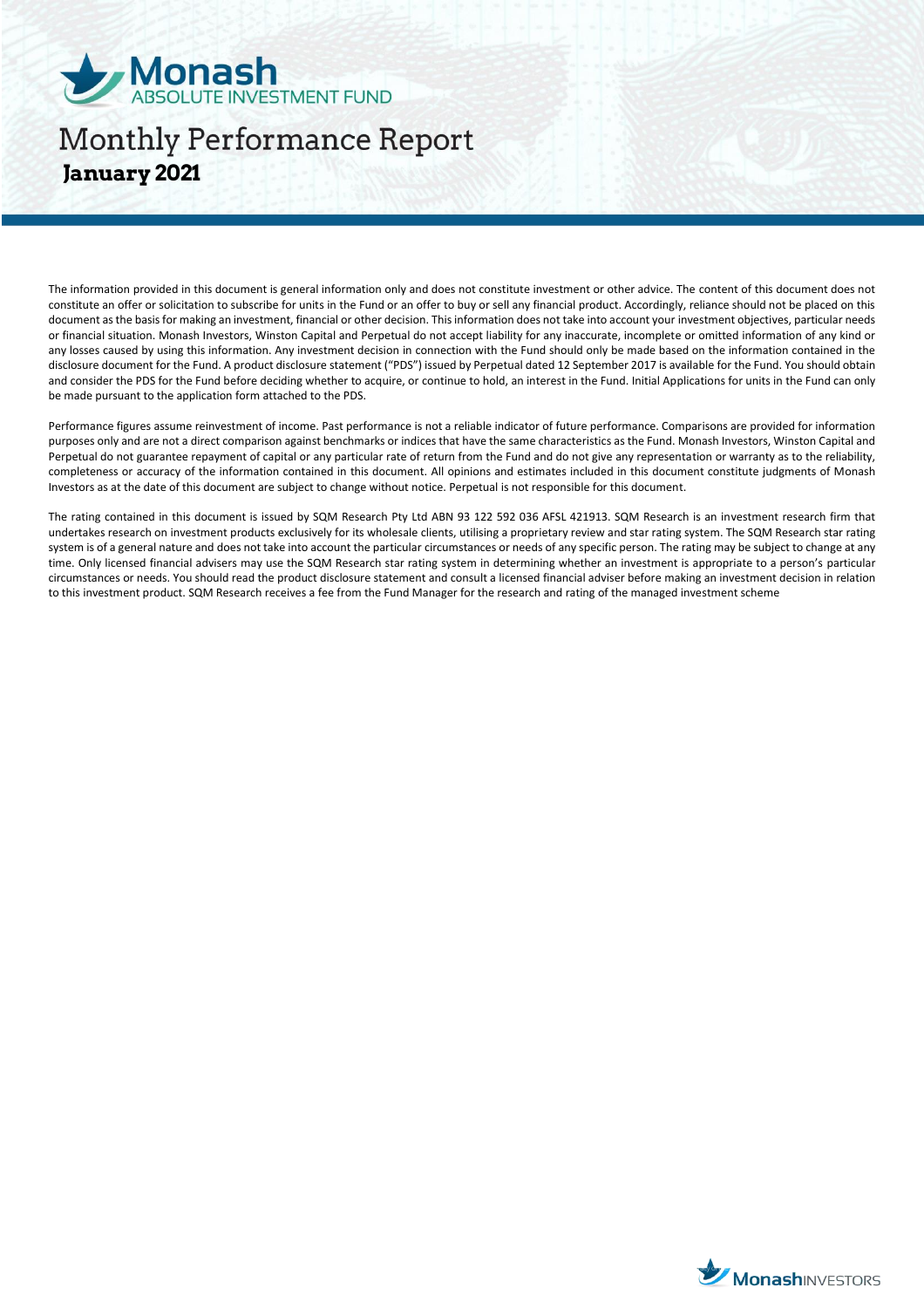# Monash ABSOLUTE INVESTMENT FUND

## Monthly Performance Report

**January 2021**

The information provided in this document is general information only and does not constitute investment or other advice. The content of this document does not constitute an offer or solicitation to subscribe for units in the Fund or an offer to buy or sell any financial product. Accordingly, reliance should not be placed on this document as the basis for making an investment, financial or other decision. This information does not take into account your investment objectives, particular needs or financial situation. Monash Investors, Winston Capital and Perpetual do not accept liability for any inaccurate, incomplete or omitted information of any kind or any losses caused by using this information. Any investment decision in connection with the Fund should only be made based on the information contained in the disclosure document for the Fund. A product disclosure statement ("PDS") issued by Perpetual dated 12 September 2017 is available for the Fund. You should obtain and consider the PDS for the Fund before deciding whether to acquire, or continue to hold, an interest in the Fund. Initial Applications for units in the Fund can only be made pursuant to the application form attached to the PDS.

Performance figures assume reinvestment of income. Past performance is not a reliable indicator of future performance. Comparisons are provided for information purposes only and are not a direct comparison against benchmarks or indices that have the same characteristics as the Fund. Monash Investors, Winston Capital and Perpetual do not guarantee repayment of capital or any particular rate of return from the Fund and do not give any representation or warranty as to the reliability, completeness or accuracy of the information contained in this document. All opinions and estimates included in this document constitute judgments of Monash Investors as at the date of this document are subject to change without notice. Perpetual is not responsible for this document.

The rating contained in this document is issued by SQM Research Pty Ltd ABN 93 122 592 036 AFSL 421913. SQM Research is an investment research firm that undertakes research on investment products exclusively for its wholesale clients, utilising a proprietary review and star rating system. The SQM Research star rating system is of a general nature and does not take into account the particular circumstances or needs of any specific person. The rating may be subject to change at any time. Only licensed financial advisers may use the SQM Research star rating system in determining whether an investment is appropriate to a person's particular circumstances or needs. You should read the product disclosure statement and consult a licensed financial adviser before making an investment decision in relation to this investment product. SQM Research receives a fee from the Fund Manager for the research and rating of the managed investment scheme

MonashINVESTORS